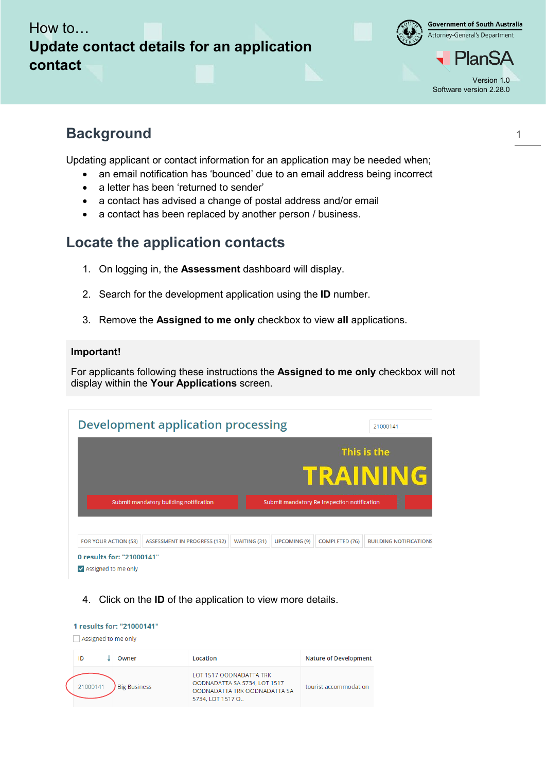How to…

# Update contact details for an application contact

Government of South Australia
Attorney-General's Department

PlanSA

Version 1.0
Software version 2.28.0

## Background

Updating applicant or contact information for an application may be needed when;

- an email notification has 'bounced' due to an email address being incorrect
- a letter has been 'returned to sender'
- a contact has advised a change of postal address and/or email
- a contact has been replaced by another person / business.

## Locate the application contacts

1. On logging in, the **Assessment** dashboard will display.
2. Search for the development application using the **ID** number.
3. Remove the **Assigned to me only** checkbox to view **all** applications.

**Important!**

For applicants following these instructions the **Assigned to me only** checkbox will not display within the **Your Applications** screen.

Development application processing

21000141

This is the TRAINING

Submit mandatory building notification | Submit mandatory Re-Inspection notification

FOR YOUR ACTION (58) | ASSESSMENT IN PROGRESS (132) | WAITING (31) | UPCOMING (9) | COMPLETED (76) | BUILDING NOTIFICATIONS

0 results for: "21000141"

☑ Assigned to me only

4. Click on the **ID** of the application to view more details.

1 results for: "21000141"

☐ Assigned to me only

| ID | Owner | Location | Nature of Development |
|---|---|---|---|
| 21000141 | Big Business | LOT 1517 OODNADATTA TRK OODNADATTA SA 5734, LOT 1517 OODNADATTA TRK OODNADATTA SA 5734, LOT 1517 O.. | tourist accommodation |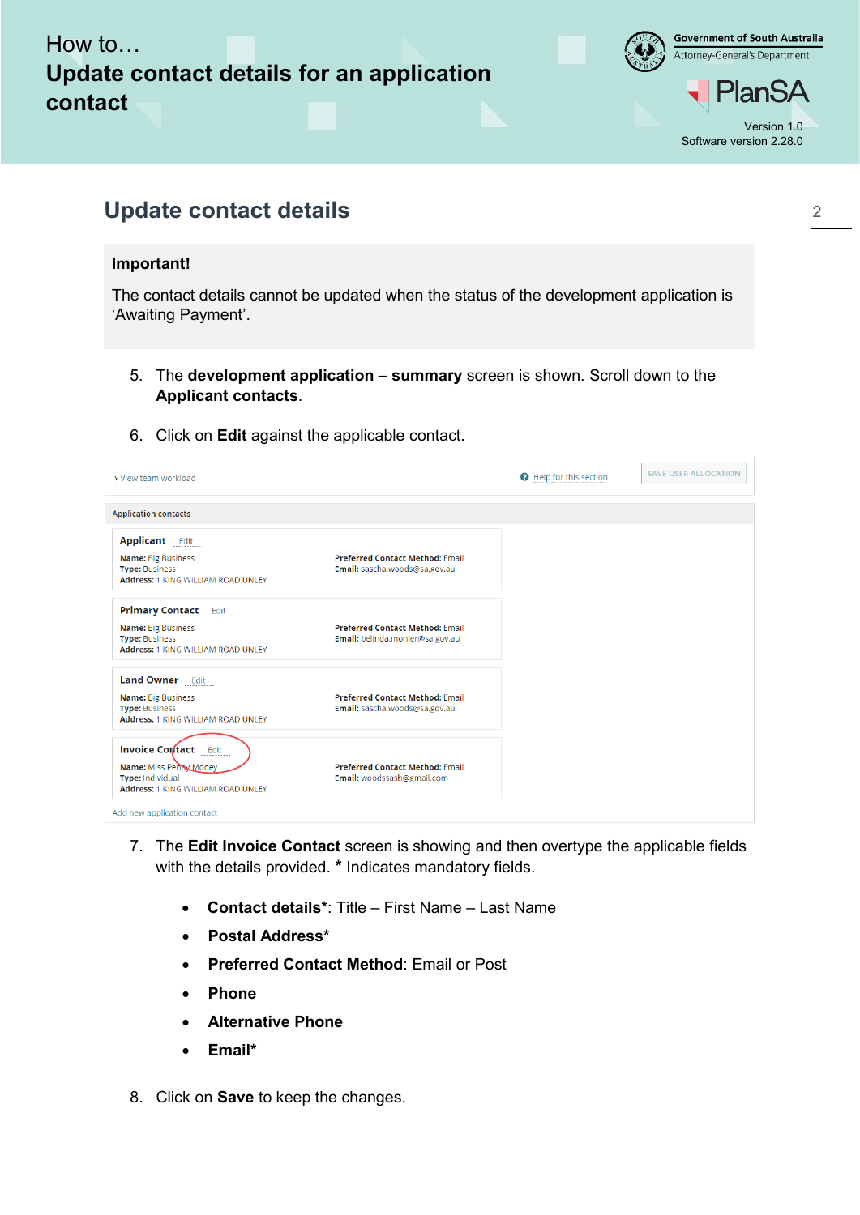# Update contact details

**Important!**

The contact details cannot be updated when the status of the development application is 'Awaiting Payment'.

5. The **development application – summary** screen is shown. Scroll down to the **Applicant contacts**.

6. Click on **Edit** against the applicable contact.

› View team workload

Help for this section

SAVE USER ALLOCATION

Application contacts

**Applicant** Edit

**Name:** Big Business
**Type:** Business
**Address:** 1 KING WILLIAM ROAD UNLEY

**Preferred Contact Method:** Email
**Email:** sascha.woods@sa.gov.au

**Primary Contact** Edit

**Name:** Big Business
**Type:** Business
**Address:** 1 KING WILLIAM ROAD UNLEY

**Preferred Contact Method:** Email
**Email:** belinda.monier@sa.gov.au

**Land Owner** Edit

**Name:** Big Business
**Type:** Business
**Address:** 1 KING WILLIAM ROAD UNLEY

**Preferred Contact Method:** Email
**Email:** sascha.woods@sa.gov.au

**Invoice Contact** Edit

**Name:** Miss Penny Money
**Type:** Individual
**Address:** 1 KING WILLIAM ROAD UNLEY

**Preferred Contact Method:** Email
**Email:** woodssash@gmail.com

Add new application contact

7. The **Edit Invoice Contact** screen is showing and then overtype the applicable fields with the details provided. **\*** Indicates mandatory fields.

   - **Contact details\***: Title – First Name – Last Name
   - **Postal Address\***
   - **Preferred Contact Method**: Email or Post
   - **Phone**
   - **Alternative Phone**
   - **Email\***

8. Click on **Save** to keep the changes.